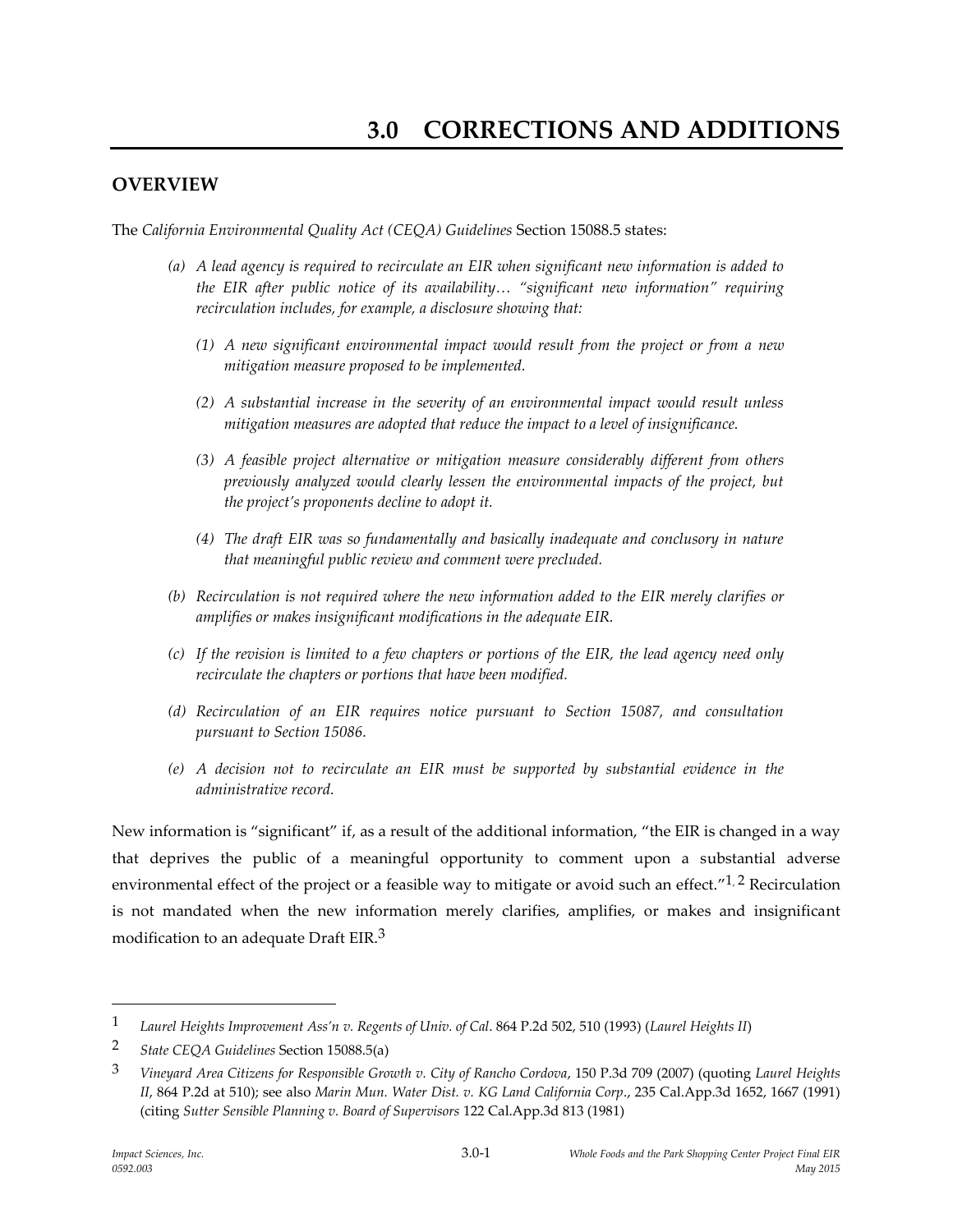# 3.0 CORRECTIONS AND ADDITIONS

## OVERVIEW

The *California Environmental Quality Act (CEQA) Guidelines* Section 15088.5 states:

> *(a) A lead agency is required to recirculate an EIR when significant new information is added to the EIR after public notice of its availability… "significant new information" requiring recirculation includes, for example, a disclosure showing that:*
>
> > *(1) A new significant environmental impact would result from the project or from a new mitigation measure proposed to be implemented.*
> >
> > *(2) A substantial increase in the severity of an environmental impact would result unless mitigation measures are adopted that reduce the impact to a level of insignificance.*
> >
> > *(3) A feasible project alternative or mitigation measure considerably different from others previously analyzed would clearly lessen the environmental impacts of the project, but the project's proponents decline to adopt it.*
> >
> > *(4) The draft EIR was so fundamentally and basically inadequate and conclusory in nature that meaningful public review and comment were precluded.*
>
> *(b) Recirculation is not required where the new information added to the EIR merely clarifies or amplifies or makes insignificant modifications in the adequate EIR.*
>
> *(c) If the revision is limited to a few chapters or portions of the EIR, the lead agency need only recirculate the chapters or portions that have been modified.*
>
> *(d) Recirculation of an EIR requires notice pursuant to Section 15087, and consultation pursuant to Section 15086.*
>
> *(e) A decision not to recirculate an EIR must be supported by substantial evidence in the administrative record.*

New information is "significant" if, as a result of the additional information, "the EIR is changed in a way that deprives the public of a meaningful opportunity to comment upon a substantial adverse environmental effect of the project or a feasible way to mitigate or avoid such an effect."[1, 2] Recirculation is not mandated when the new information merely clarifies, amplifies, or makes and insignificant modification to an adequate Draft EIR.[3]

---

[1] *Laurel Heights Improvement Ass'n v. Regents of Univ. of Cal*. 864 P.2d 502, 510 (1993) (*Laurel Heights II*)

[2] *State CEQA Guidelines* Section 15088.5(a)

[3] *Vineyard Area Citizens for Responsible Growth v. City of Rancho Cordova*, 150 P.3d 709 (2007) (quoting *Laurel Heights II*, 864 P.2d at 510); see also *Marin Mun. Water Dist. v. KG Land California Corp*., 235 Cal.App.3d 1652, 1667 (1991) (citing *Sutter Sensible Planning v. Board of Supervisors* 122 Cal.App.3d 813 (1981)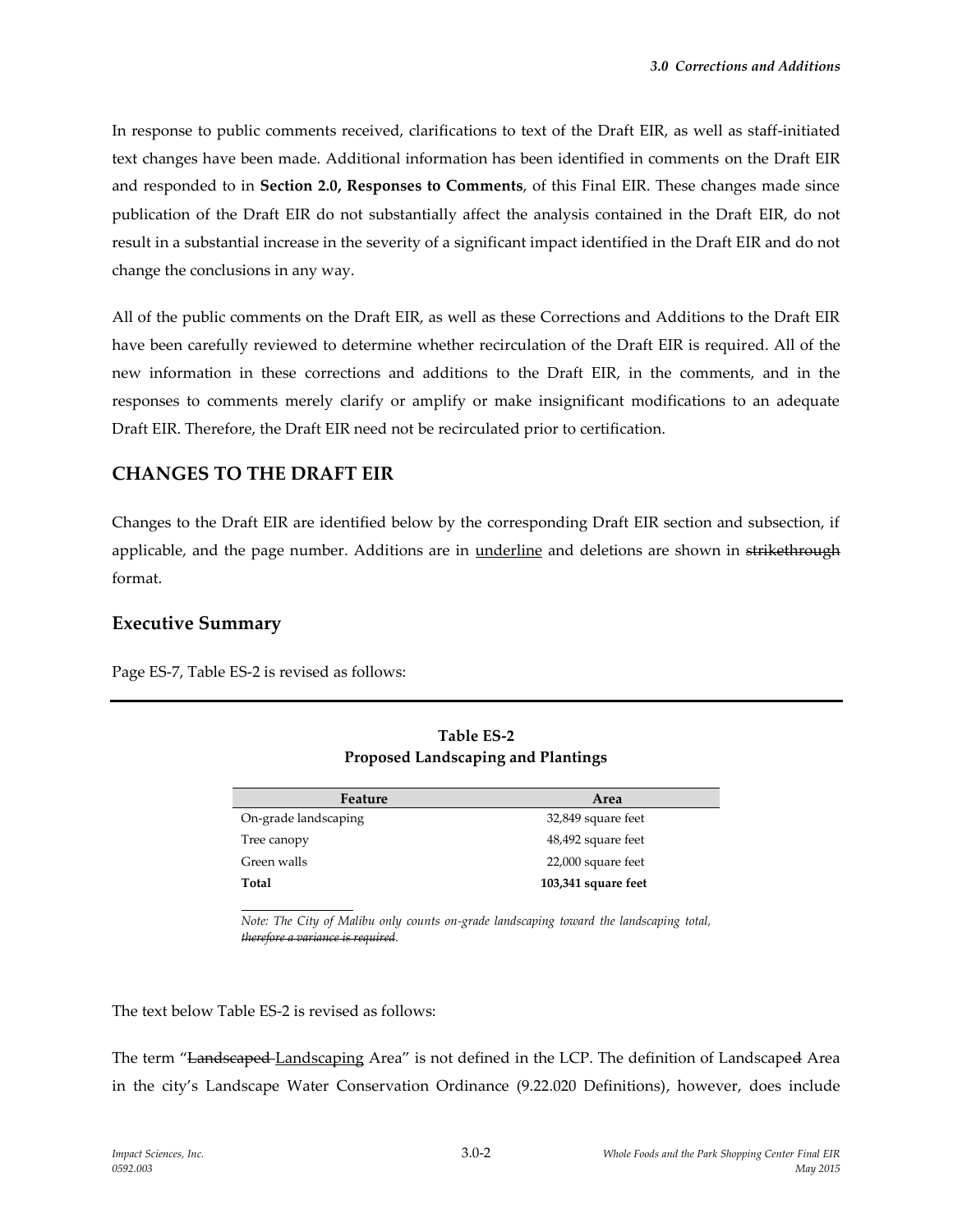In response to public comments received, clarifications to text of the Draft EIR, as well as staff-initiated text changes have been made. Additional information has been identified in comments on the Draft EIR and responded to in **Section 2.0, Responses to Comments**, of this Final EIR. These changes made since publication of the Draft EIR do not substantially affect the analysis contained in the Draft EIR, do not result in a substantial increase in the severity of a significant impact identified in the Draft EIR and do not change the conclusions in any way.

All of the public comments on the Draft EIR, as well as these Corrections and Additions to the Draft EIR have been carefully reviewed to determine whether recirculation of the Draft EIR is required. All of the new information in these corrections and additions to the Draft EIR, in the comments, and in the responses to comments merely clarify or amplify or make insignificant modifications to an adequate Draft EIR. Therefore, the Draft EIR need not be recirculated prior to certification.

## CHANGES TO THE DRAFT EIR

Changes to the Draft EIR are identified below by the corresponding Draft EIR section and subsection, if applicable, and the page number. Additions are in <u>underline</u> and deletions are shown in ~~strikethrough~~ format.

### Executive Summary

Page ES-7, Table ES-2 is revised as follows:

**Table ES-2**
**Proposed Landscaping and Plantings**

| Feature | Area |
|---|---|
| On-grade landscaping | 32,849 square feet |
| Tree canopy | 48,492 square feet |
| Green walls | 22,000 square feet |
| **Total** | **103,341 square feet** |

*Note: The City of Malibu only counts on-grade landscaping toward the landscaping total, ~~therefore a variance is required~~.*

The text below Table ES-2 is revised as follows:

The term "~~Landscaped~~ <u>Landscaping</u> Area" is not defined in the LCP. The definition of Landscape~~d~~ Area in the city's Landscape Water Conservation Ordinance (9.22.020 Definitions), however, does include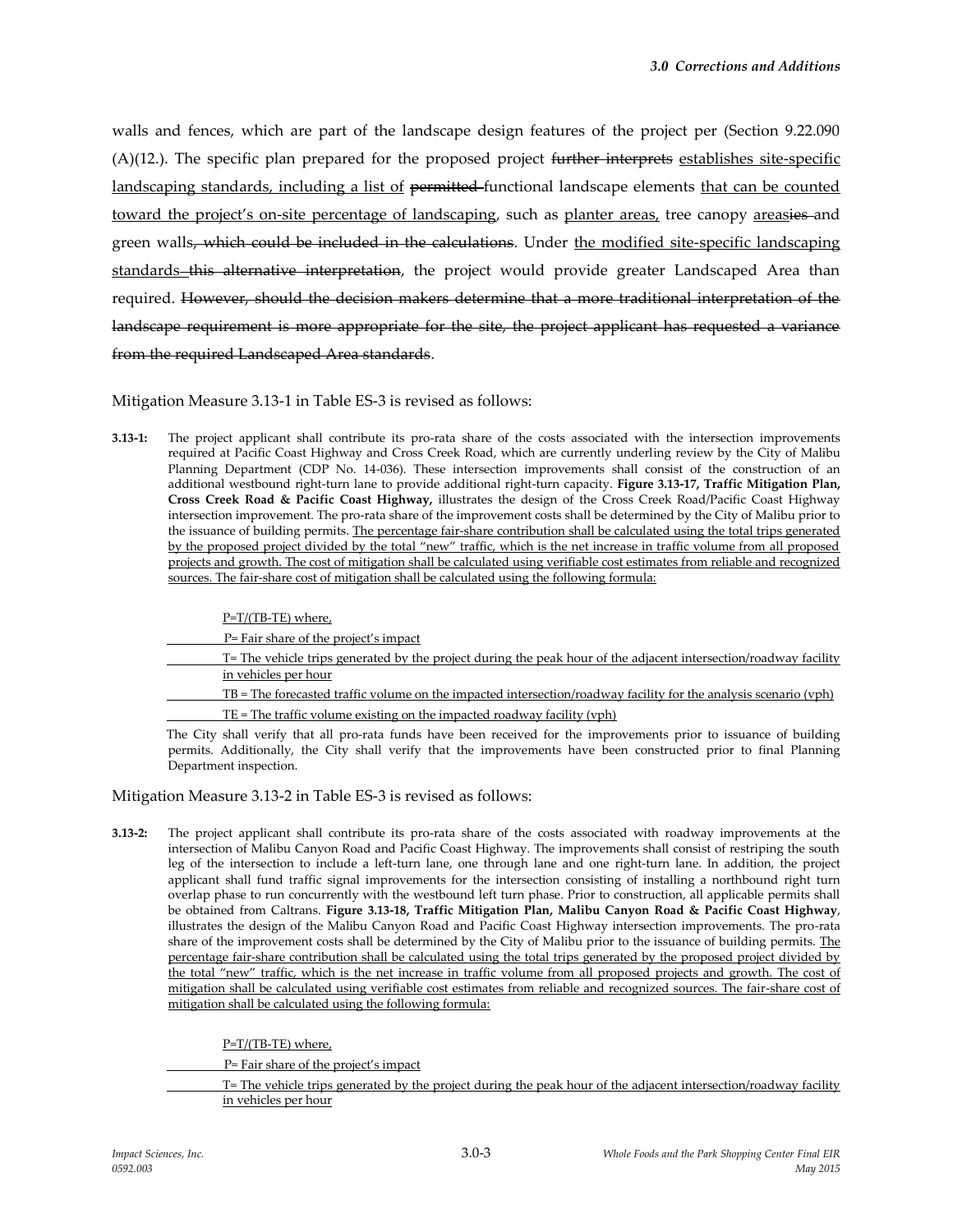walls and fences, which are part of the landscape design features of the project per (Section 9.22.090 (A)(12.). The specific plan prepared for the proposed project ~~further interprets~~ <u>establishes site-specific landscaping standards, including a list of</u> ~~permitted~~ functional landscape elements <u>that can be counted toward the project's on-site percentage of landscaping</u>, such as <u>planter areas,</u> tree canopy <u>areas</u>~~ies~~ and green walls~~, which could be included in the calculations~~. Under <u>the modified site-specific landscaping standards</u> ~~this alternative interpretation~~, the project would provide greater Landscaped Area than required. ~~However, should the decision makers determine that a more traditional interpretation of the landscape requirement is more appropriate for the site, the project applicant has requested a variance from the required Landscaped Area standards~~.

Mitigation Measure 3.13-1 in Table ES-3 is revised as follows:

**3.13-1:** The project applicant shall contribute its pro-rata share of the costs associated with the intersection improvements required at Pacific Coast Highway and Cross Creek Road, which are currently underling review by the City of Malibu Planning Department (CDP No. 14-036). These intersection improvements shall consist of the construction of an additional westbound right-turn lane to provide additional right-turn capacity. **Figure 3.13-17, Traffic Mitigation Plan, Cross Creek Road & Pacific Coast Highway,** illustrates the design of the Cross Creek Road/Pacific Coast Highway intersection improvement. The pro-rata share of the improvement costs shall be determined by the City of Malibu prior to the issuance of building permits. <u>The percentage fair-share contribution shall be calculated using the total trips generated by the proposed project divided by the total "new" traffic, which is the net increase in traffic volume from all proposed projects and growth. The cost of mitigation shall be calculated using verifiable cost estimates from reliable and recognized sources. The fair-share cost of mitigation shall be calculated using the following formula:</u>

<u>P=T/(TB-TE) where,</u>

<u>P= Fair share of the project's impact</u>

<u>T= The vehicle trips generated by the project during the peak hour of the adjacent intersection/roadway facility in vehicles per hour</u>

<u>TB = The forecasted traffic volume on the impacted intersection/roadway facility for the analysis scenario (vph)</u>

<u>TE = The traffic volume existing on the impacted roadway facility (vph)</u>

The City shall verify that all pro-rata funds have been received for the improvements prior to issuance of building permits. Additionally, the City shall verify that the improvements have been constructed prior to final Planning Department inspection.

Mitigation Measure 3.13-2 in Table ES-3 is revised as follows:

**3.13-2:** The project applicant shall contribute its pro-rata share of the costs associated with roadway improvements at the intersection of Malibu Canyon Road and Pacific Coast Highway. The improvements shall consist of restriping the south leg of the intersection to include a left-turn lane, one through lane and one right-turn lane. In addition, the project applicant shall fund traffic signal improvements for the intersection consisting of installing a northbound right turn overlap phase to run concurrently with the westbound left turn phase. Prior to construction, all applicable permits shall be obtained from Caltrans. **Figure 3.13-18, Traffic Mitigation Plan, Malibu Canyon Road & Pacific Coast Highway**, illustrates the design of the Malibu Canyon Road and Pacific Coast Highway intersection improvements. The pro-rata share of the improvement costs shall be determined by the City of Malibu prior to the issuance of building permits. <u>The percentage fair-share contribution shall be calculated using the total trips generated by the proposed project divided by the total "new" traffic, which is the net increase in traffic volume from all proposed projects and growth. The cost of mitigation shall be calculated using verifiable cost estimates from reliable and recognized sources. The fair-share cost of mitigation shall be calculated using the following formula:</u>

<u>P=T/(TB-TE) where,</u>

<u>P= Fair share of the project's impact</u>

<u>T= The vehicle trips generated by the project during the peak hour of the adjacent intersection/roadway facility in vehicles per hour</u>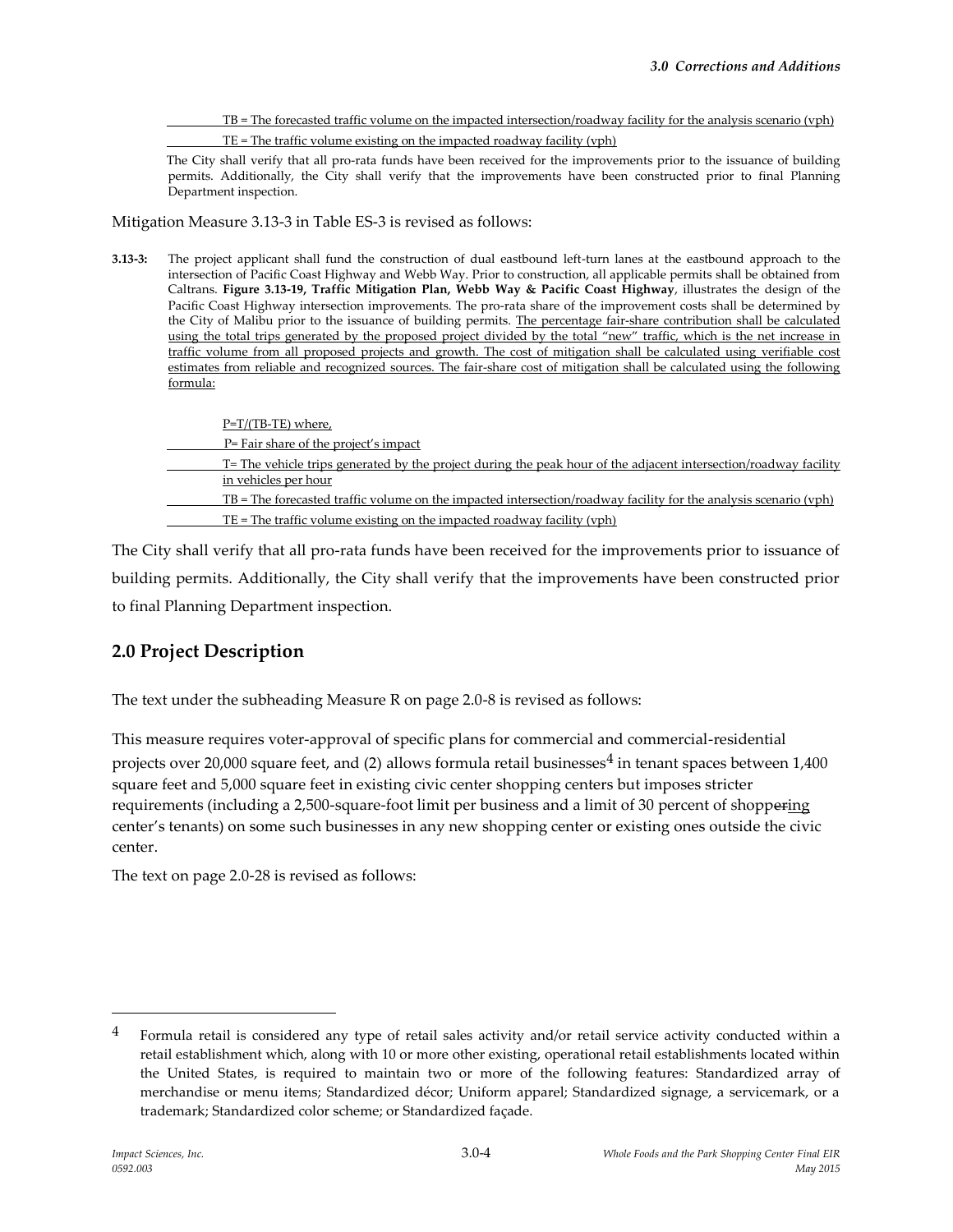TB = The forecasted traffic volume on the impacted intersection/roadway facility for the analysis scenario (vph)

TE = The traffic volume existing on the impacted roadway facility (vph)

The City shall verify that all pro-rata funds have been received for the improvements prior to the issuance of building permits. Additionally, the City shall verify that the improvements have been constructed prior to final Planning Department inspection.

Mitigation Measure 3.13-3 in Table ES-3 is revised as follows:

**3.13-3:** The project applicant shall fund the construction of dual eastbound left-turn lanes at the eastbound approach to the intersection of Pacific Coast Highway and Webb Way. Prior to construction, all applicable permits shall be obtained from Caltrans. **Figure 3.13-19, Traffic Mitigation Plan, Webb Way & Pacific Coast Highway**, illustrates the design of the Pacific Coast Highway intersection improvements. The pro-rata share of the improvement costs shall be determined by the City of Malibu prior to the issuance of building permits. The percentage fair-share contribution shall be calculated using the total trips generated by the proposed project divided by the total "new" traffic, which is the net increase in traffic volume from all proposed projects and growth. The cost of mitigation shall be calculated using verifiable cost estimates from reliable and recognized sources. The fair-share cost of mitigation shall be calculated using the following formula:

P=T/(TB-TE) where,

P= Fair share of the project's impact

T= The vehicle trips generated by the project during the peak hour of the adjacent intersection/roadway facility in vehicles per hour

TB = The forecasted traffic volume on the impacted intersection/roadway facility for the analysis scenario (vph)

TE = The traffic volume existing on the impacted roadway facility (vph)

The City shall verify that all pro-rata funds have been received for the improvements prior to issuance of building permits. Additionally, the City shall verify that the improvements have been constructed prior to final Planning Department inspection.

## 2.0 Project Description

The text under the subheading Measure R on page 2.0-8 is revised as follows:

This measure requires voter-approval of specific plans for commercial and commercial-residential projects over 20,000 square feet, and (2) allows formula retail businesses[4] in tenant spaces between 1,400 square feet and 5,000 square feet in existing civic center shopping centers but imposes stricter requirements (including a 2,500-square-foot limit per business and a limit of 30 percent of shoppe~~r~~ing center's tenants) on some such businesses in any new shopping center or existing ones outside the civic center.

The text on page 2.0-28 is revised as follows:

[4] Formula retail is considered any type of retail sales activity and/or retail service activity conducted within a retail establishment which, along with 10 or more other existing, operational retail establishments located within the United States, is required to maintain two or more of the following features: Standardized array of merchandise or menu items; Standardized décor; Uniform apparel; Standardized signage, a servicemark, or a trademark; Standardized color scheme; or Standardized façade.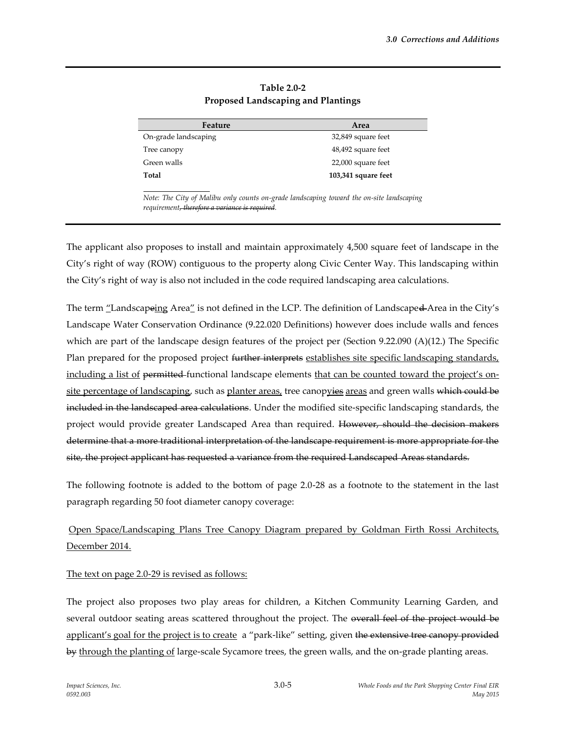**Table 2.0-2**
**Proposed Landscaping and Plantings**

| Feature | Area |
|---|---|
| On-grade landscaping | 32,849 square feet |
| Tree canopy | 48,492 square feet |
| Green walls | 22,000 square feet |
| **Total** | **103,341 square feet** |

*Note: The City of Malibu only counts on-grade landscaping toward the on-site landscaping requirement~~, therefore a variance is required~~.*

The applicant also proposes to install and maintain approximately 4,500 square feet of landscape in the City's right of way (ROW) contiguous to the property along Civic Center Way. This landscaping within the City's right of way is also not included in the code required landscaping area calculations.

The term <u>"</u>Landscap~~e~~<u>ing</u> Area<u>"</u> is not defined in the LCP. The definition of Landscape~~d~~ Area in the City's Landscape Water Conservation Ordinance (9.22.020 Definitions) however does include walls and fences which are part of the landscape design features of the project per (Section 9.22.090 (A)(12.) The Specific Plan prepared for the proposed project ~~further interprets~~ <u>establishes site specific landscaping standards, including a list of</u> ~~permitted~~ functional landscape elements <u>that can be counted toward the project's on-site percentage of landscaping</u>, such as <u>planter areas,</u> tree canop<u>y</u>~~ies~~ <u>areas</u> and green walls ~~which could be included in the landscaped area calculations~~. Under the modified site-specific landscaping standards, the project would provide greater Landscaped Area than required. ~~However, should the decision makers determine that a more traditional interpretation of the landscape requirement is more appropriate for the site, the project applicant has requested a variance from the required Landscaped Areas standards.~~

The following footnote is added to the bottom of page 2.0-28 as a footnote to the statement in the last paragraph regarding 50 foot diameter canopy coverage:

<u>Open Space/Landscaping Plans Tree Canopy Diagram prepared by Goldman Firth Rossi Architects, December 2014.</u>

<u>The text on page 2.0-29 is revised as follows:</u>

The project also proposes two play areas for children, a Kitchen Community Learning Garden, and several outdoor seating areas scattered throughout the project. The ~~overall feel of the project would be~~ <u>applicant's goal for the project is to create</u> a "park-like" setting, given ~~the extensive tree canopy provided by~~ <u>through the planting of</u> large-scale Sycamore trees, the green walls, and the on-grade planting areas.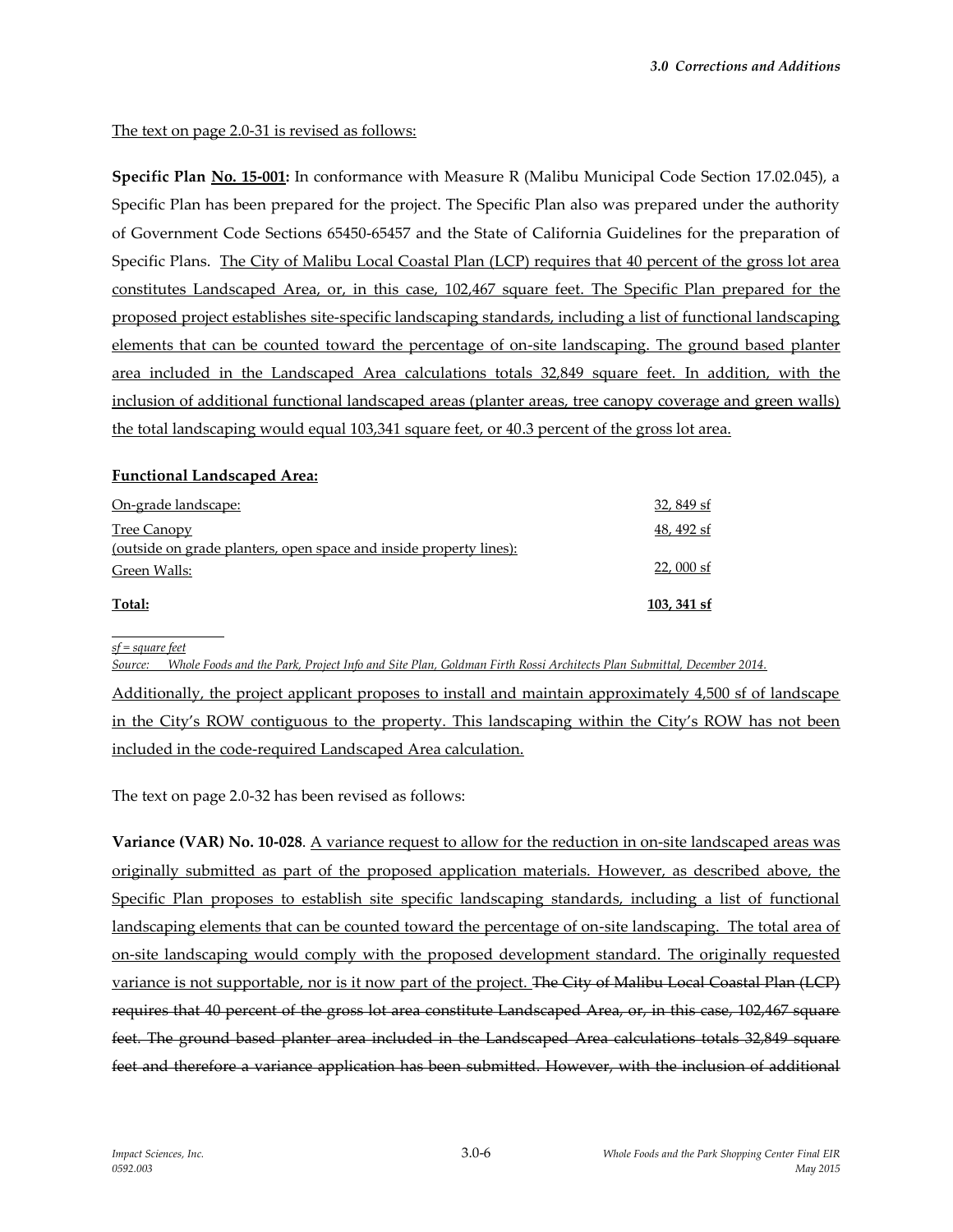The text on page 2.0-31 is revised as follows:

**Specific Plan No. 15-001:** In conformance with Measure R (Malibu Municipal Code Section 17.02.045), a Specific Plan has been prepared for the project. The Specific Plan also was prepared under the authority of Government Code Sections 65450-65457 and the State of California Guidelines for the preparation of Specific Plans. The City of Malibu Local Coastal Plan (LCP) requires that 40 percent of the gross lot area constitutes Landscaped Area, or, in this case, 102,467 square feet. The Specific Plan prepared for the proposed project establishes site-specific landscaping standards, including a list of functional landscaping elements that can be counted toward the percentage of on-site landscaping. The ground based planter area included in the Landscaped Area calculations totals 32,849 square feet. In addition, with the inclusion of additional functional landscaped areas (planter areas, tree canopy coverage and green walls) the total landscaping would equal 103,341 square feet, or 40.3 percent of the gross lot area.

**Functional Landscaped Area:**

| | |
|---|---|
| On-grade landscape: | 32, 849 sf |
| Tree Canopy (outside on grade planters, open space and inside property lines): | 48, 492 sf |
| Green Walls: | 22, 000 sf |
| **Total:** | **103, 341 sf** |

*sf = square feet*

*Source: Whole Foods and the Park, Project Info and Site Plan, Goldman Firth Rossi Architects Plan Submittal, December 2014.*

Additionally, the project applicant proposes to install and maintain approximately 4,500 sf of landscape in the City's ROW contiguous to the property. This landscaping within the City's ROW has not been included in the code-required Landscaped Area calculation.

The text on page 2.0-32 has been revised as follows:

**Variance (VAR) No. 10-028**. A variance request to allow for the reduction in on-site landscaped areas was originally submitted as part of the proposed application materials. However, as described above, the Specific Plan proposes to establish site specific landscaping standards, including a list of functional landscaping elements that can be counted toward the percentage of on-site landscaping. The total area of on-site landscaping would comply with the proposed development standard. The originally requested variance is not supportable, nor is it now part of the project. ~~The City of Malibu Local Coastal Plan (LCP) requires that 40 percent of the gross lot area constitute Landscaped Area, or, in this case, 102,467 square feet. The ground based planter area included in the Landscaped Area calculations totals 32,849 square feet and therefore a variance application has been submitted. However, with the inclusion of additional~~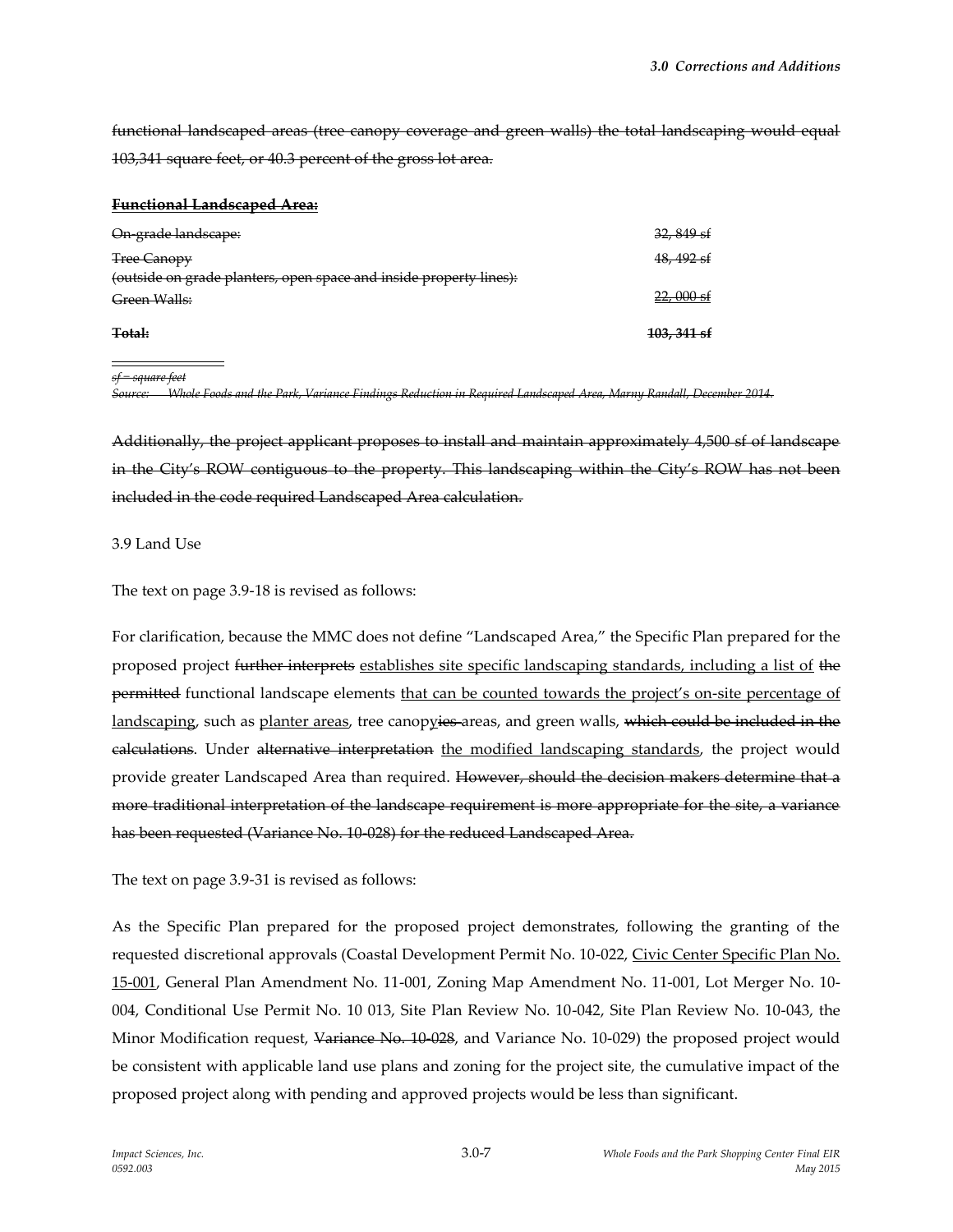~~functional landscaped areas (tree canopy coverage and green walls) the total landscaping would equal 103,341 square feet, or 40.3 percent of the gross lot area.~~

~~**Functional Landscaped Area:**~~

| | |
|---|---|
| ~~On-grade landscape:~~ | ~~32, 849 sf~~ |
| ~~Tree Canopy (outside on grade planters, open space and inside property lines):~~ | ~~48, 492 sf~~ |
| ~~Green Walls:~~ | ~~22, 000 sf~~ |
| ~~**Total:**~~ | ~~**103, 341 sf**~~ |

~~*sf = square feet*~~

~~*Source: Whole Foods and the Park, Variance Findings Reduction in Required Landscaped Area, Marny Randall, December 2014.*~~

~~Additionally, the project applicant proposes to install and maintain approximately 4,500 sf of landscape in the City's ROW contiguous to the property. This landscaping within the City's ROW has not been included in the code required Landscaped Area calculation.~~

3.9 Land Use

The text on page 3.9-18 is revised as follows:

For clarification, because the MMC does not define "Landscaped Area," the Specific Plan prepared for the proposed project ~~further interprets~~ <u>establishes site specific landscaping standards, including a list of</u> ~~the permitted~~ functional landscape elements <u>that can be counted towards the project's on-site percentage of landscaping</u>, such as <u>planter areas</u>, tree canop<u>y</u>~~ies~~ areas, and green walls, ~~which could be included in the calculations~~. Under ~~alternative interpretation~~ <u>the modified landscaping standards</u>, the project would provide greater Landscaped Area than required. ~~However, should the decision makers determine that a more traditional interpretation of the landscape requirement is more appropriate for the site, a variance has been requested (Variance No. 10-028) for the reduced Landscaped Area.~~

The text on page 3.9-31 is revised as follows:

As the Specific Plan prepared for the proposed project demonstrates, following the granting of the requested discretional approvals (Coastal Development Permit No. 10-022, <u>Civic Center Specific Plan No. 15-001</u>, General Plan Amendment No. 11-001, Zoning Map Amendment No. 11-001, Lot Merger No. 10-004, Conditional Use Permit No. 10 013, Site Plan Review No. 10-042, Site Plan Review No. 10-043, the Minor Modification request, ~~Variance No. 10-028~~, and Variance No. 10-029) the proposed project would be consistent with applicable land use plans and zoning for the project site, the cumulative impact of the proposed project along with pending and approved projects would be less than significant.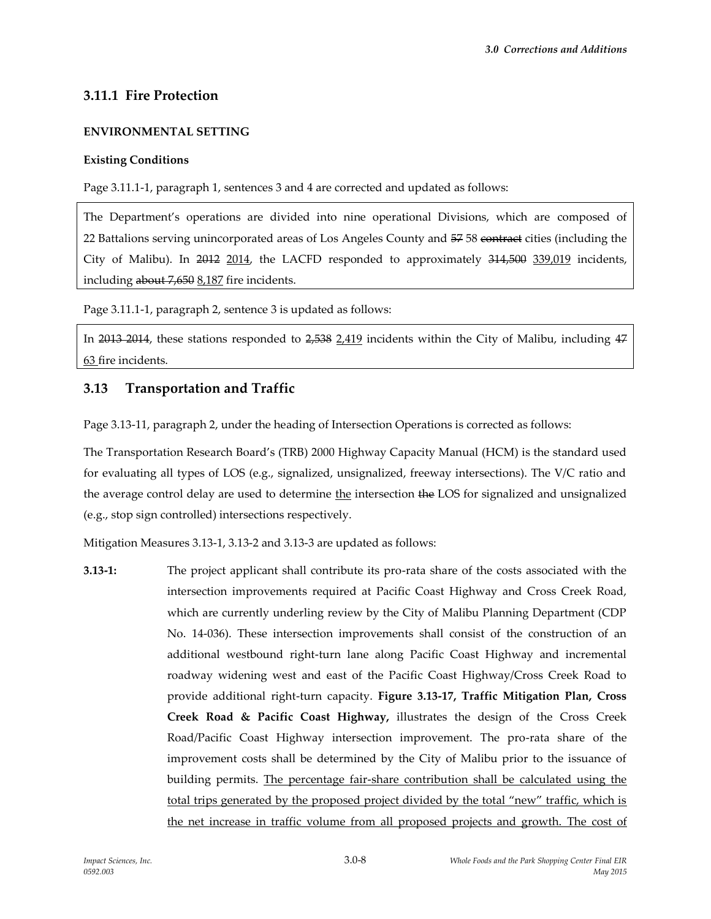## 3.11.1 Fire Protection

### ENVIRONMENTAL SETTING

#### Existing Conditions

Page 3.11.1-1, paragraph 1, sentences 3 and 4 are corrected and updated as follows:

> The Department's operations are divided into nine operational Divisions, which are composed of 22 Battalions serving unincorporated areas of Los Angeles County and ~~57~~ 58 ~~contract~~ cities (including the City of Malibu). In ~~2012~~ <u>2014</u>, the LACFD responded to approximately ~~314,500~~ <u>339,019</u> incidents, including ~~about 7,650~~ <u>8,187</u> fire incidents.

Page 3.11.1-1, paragraph 2, sentence 3 is updated as follows:

> In ~~2013~~ ~~2014~~, these stations responded to ~~2,538~~ <u>2,419</u> incidents within the City of Malibu, including ~~47~~ <u>63</u> fire incidents.

## 3.13 Transportation and Traffic

Page 3.13-11, paragraph 2, under the heading of Intersection Operations is corrected as follows:

The Transportation Research Board's (TRB) 2000 Highway Capacity Manual (HCM) is the standard used for evaluating all types of LOS (e.g., signalized, unsignalized, freeway intersections). The V/C ratio and the average control delay are used to determine <u>the</u> intersection ~~the~~ LOS for signalized and unsignalized (e.g., stop sign controlled) intersections respectively.

Mitigation Measures 3.13-1, 3.13-2 and 3.13-3 are updated as follows:

**3.13-1:** The project applicant shall contribute its pro-rata share of the costs associated with the intersection improvements required at Pacific Coast Highway and Cross Creek Road, which are currently underling review by the City of Malibu Planning Department (CDP No. 14-036). These intersection improvements shall consist of the construction of an additional westbound right-turn lane along Pacific Coast Highway and incremental roadway widening west and east of the Pacific Coast Highway/Cross Creek Road to provide additional right-turn capacity. **Figure 3.13-17, Traffic Mitigation Plan, Cross Creek Road & Pacific Coast Highway,** illustrates the design of the Cross Creek Road/Pacific Coast Highway intersection improvement. The pro-rata share of the improvement costs shall be determined by the City of Malibu prior to the issuance of building permits. <u>The percentage fair-share contribution shall be calculated using the total trips generated by the proposed project divided by the total "new" traffic, which is the net increase in traffic volume from all proposed projects and growth. The cost of</u>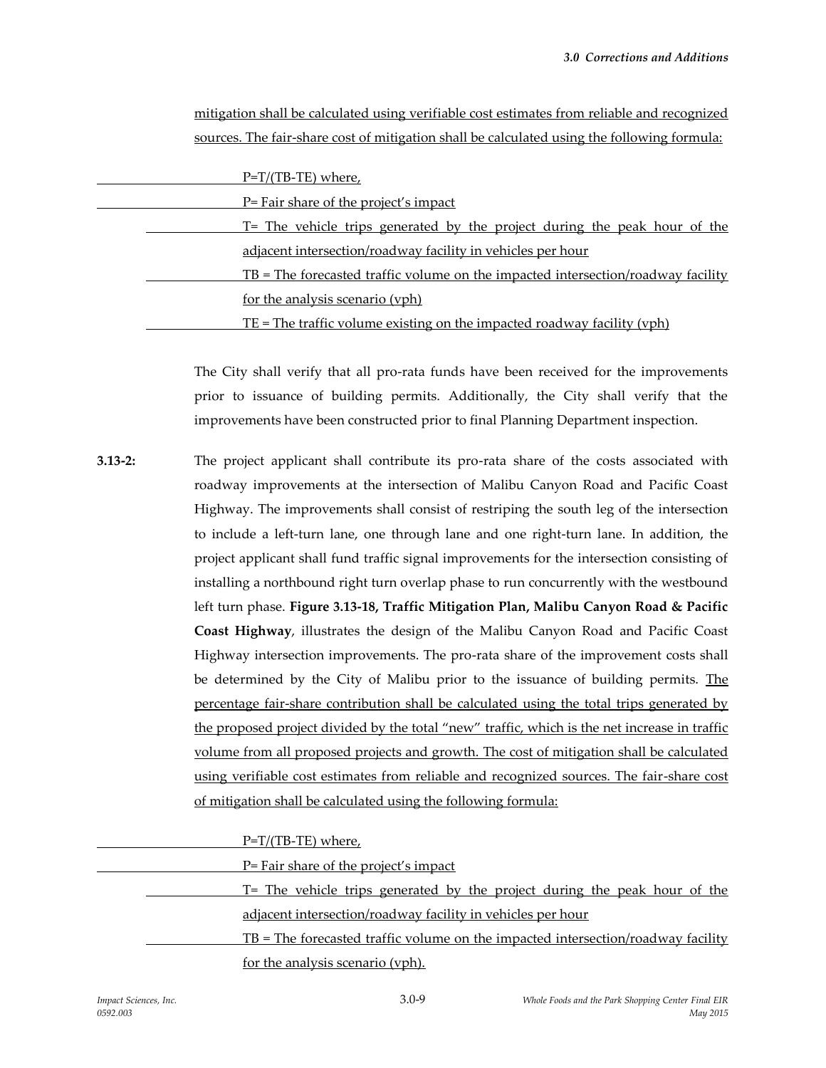mitigation shall be calculated using verifiable cost estimates from reliable and recognized sources. The fair-share cost of mitigation shall be calculated using the following formula:

P=T/(TB-TE) where,

P= Fair share of the project's impact

T= The vehicle trips generated by the project during the peak hour of the adjacent intersection/roadway facility in vehicles per hour

TB = The forecasted traffic volume on the impacted intersection/roadway facility for the analysis scenario (vph)

TE = The traffic volume existing on the impacted roadway facility (vph)

The City shall verify that all pro-rata funds have been received for the improvements prior to issuance of building permits. Additionally, the City shall verify that the improvements have been constructed prior to final Planning Department inspection.

**3.13-2:** The project applicant shall contribute its pro-rata share of the costs associated with roadway improvements at the intersection of Malibu Canyon Road and Pacific Coast Highway. The improvements shall consist of restriping the south leg of the intersection to include a left-turn lane, one through lane and one right-turn lane. In addition, the project applicant shall fund traffic signal improvements for the intersection consisting of installing a northbound right turn overlap phase to run concurrently with the westbound left turn phase. **Figure 3.13-18, Traffic Mitigation Plan, Malibu Canyon Road & Pacific Coast Highway**, illustrates the design of the Malibu Canyon Road and Pacific Coast Highway intersection improvements. The pro-rata share of the improvement costs shall be determined by the City of Malibu prior to the issuance of building permits. The percentage fair-share contribution shall be calculated using the total trips generated by the proposed project divided by the total "new" traffic, which is the net increase in traffic volume from all proposed projects and growth. The cost of mitigation shall be calculated using verifiable cost estimates from reliable and recognized sources. The fair-share cost of mitigation shall be calculated using the following formula:

P=T/(TB-TE) where,

P= Fair share of the project's impact

T= The vehicle trips generated by the project during the peak hour of the adjacent intersection/roadway facility in vehicles per hour

TB = The forecasted traffic volume on the impacted intersection/roadway facility for the analysis scenario (vph).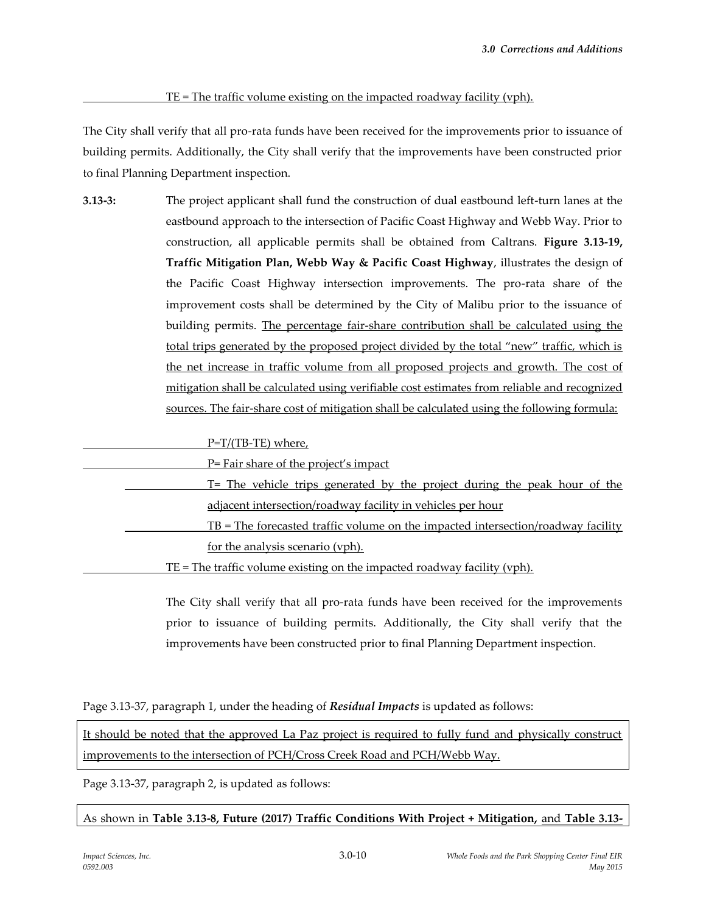TE = The traffic volume existing on the impacted roadway facility (vph).

The City shall verify that all pro-rata funds have been received for the improvements prior to issuance of building permits. Additionally, the City shall verify that the improvements have been constructed prior to final Planning Department inspection.

**3.13-3:** The project applicant shall fund the construction of dual eastbound left-turn lanes at the eastbound approach to the intersection of Pacific Coast Highway and Webb Way. Prior to construction, all applicable permits shall be obtained from Caltrans. **Figure 3.13-19, Traffic Mitigation Plan, Webb Way & Pacific Coast Highway**, illustrates the design of the Pacific Coast Highway intersection improvements. The pro-rata share of the improvement costs shall be determined by the City of Malibu prior to the issuance of building permits. The percentage fair-share contribution shall be calculated using the total trips generated by the proposed project divided by the total "new" traffic, which is the net increase in traffic volume from all proposed projects and growth. The cost of mitigation shall be calculated using verifiable cost estimates from reliable and recognized sources. The fair-share cost of mitigation shall be calculated using the following formula:

$P=T/(TB-TE)$ where,

P= Fair share of the project's impact

T= The vehicle trips generated by the project during the peak hour of the adjacent intersection/roadway facility in vehicles per hour

TB = The forecasted traffic volume on the impacted intersection/roadway facility for the analysis scenario (vph).

TE = The traffic volume existing on the impacted roadway facility (vph).

The City shall verify that all pro-rata funds have been received for the improvements prior to issuance of building permits. Additionally, the City shall verify that the improvements have been constructed prior to final Planning Department inspection.

Page 3.13-37, paragraph 1, under the heading of ***Residual Impacts*** is updated as follows:

It should be noted that the approved La Paz project is required to fully fund and physically construct improvements to the intersection of PCH/Cross Creek Road and PCH/Webb Way.

Page 3.13-37, paragraph 2, is updated as follows:

As shown in **Table 3.13-8, Future (2017) Traffic Conditions With Project + Mitigation,** and **Table 3.13-**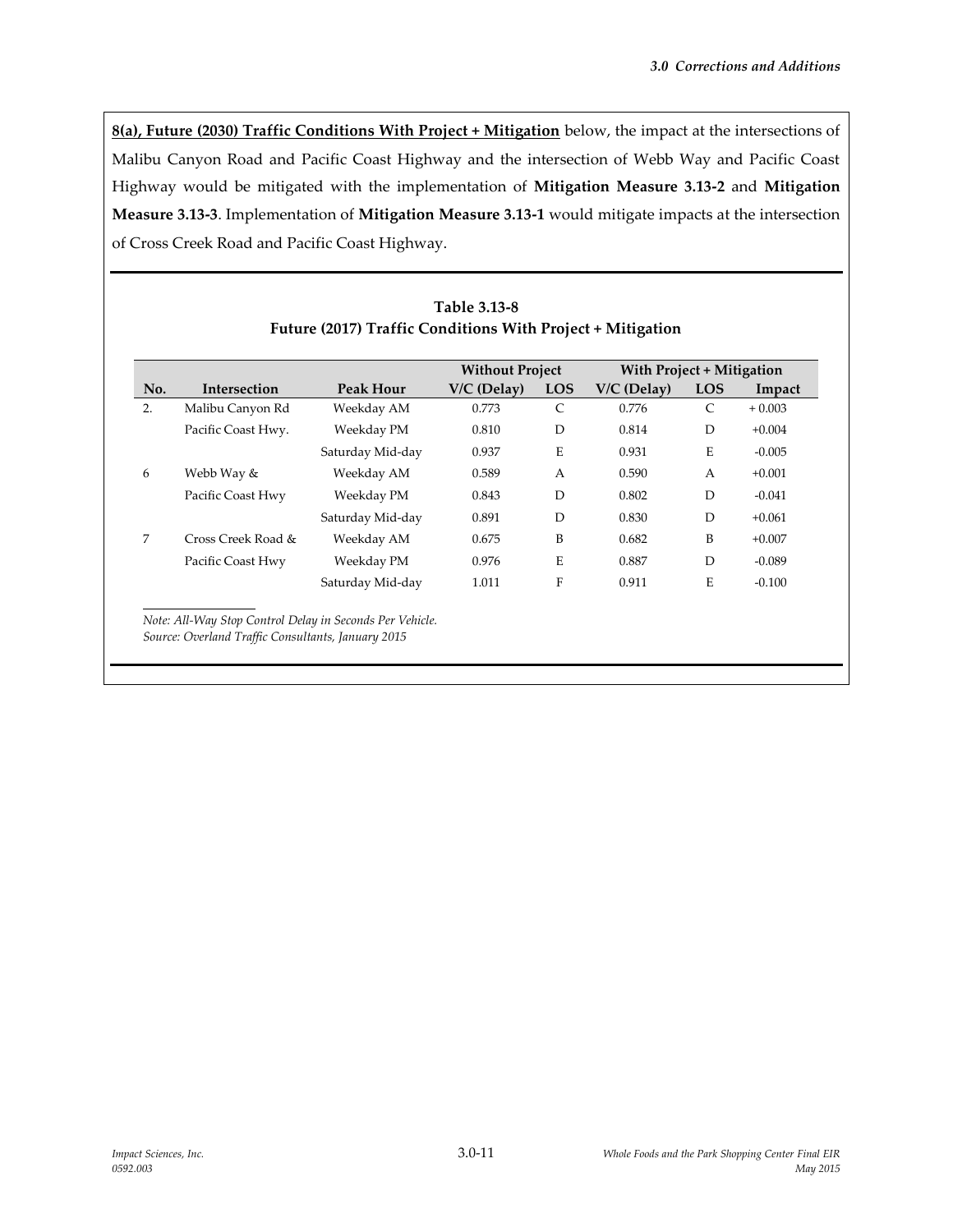**8(a), Future (2030) Traffic Conditions With Project + Mitigation** below, the impact at the intersections of Malibu Canyon Road and Pacific Coast Highway and the intersection of Webb Way and Pacific Coast Highway would be mitigated with the implementation of **Mitigation Measure 3.13-2** and **Mitigation Measure 3.13-3**. Implementation of **Mitigation Measure 3.13-1** would mitigate impacts at the intersection of Cross Creek Road and Pacific Coast Highway.

**Table 3.13-8**
**Future (2017) Traffic Conditions With Project + Mitigation**

| | | | Without Project | | With Project + Mitigation | | |
|---|---|---|---|---|---|---|---|
| **No.** | **Intersection** | **Peak Hour** | **V/C (Delay)** | **LOS** | **V/C (Delay)** | **LOS** | **Impact** |
| 2. | Malibu Canyon Rd | Weekday AM | 0.773 | C | 0.776 | C | + 0.003 |
| | Pacific Coast Hwy. | Weekday PM | 0.810 | D | 0.814 | D | +0.004 |
| | | Saturday Mid-day | 0.937 | E | 0.931 | E | -0.005 |
| 6 | Webb Way & | Weekday AM | 0.589 | A | 0.590 | A | +0.001 |
| | Pacific Coast Hwy | Weekday PM | 0.843 | D | 0.802 | D | -0.041 |
| | | Saturday Mid-day | 0.891 | D | 0.830 | D | +0.061 |
| 7 | Cross Creek Road & | Weekday AM | 0.675 | B | 0.682 | B | +0.007 |
| | Pacific Coast Hwy | Weekday PM | 0.976 | E | 0.887 | D | -0.089 |
| | | Saturday Mid-day | 1.011 | F | 0.911 | E | -0.100 |

*Note: All-Way Stop Control Delay in Seconds Per Vehicle.*
*Source: Overland Traffic Consultants, January 2015*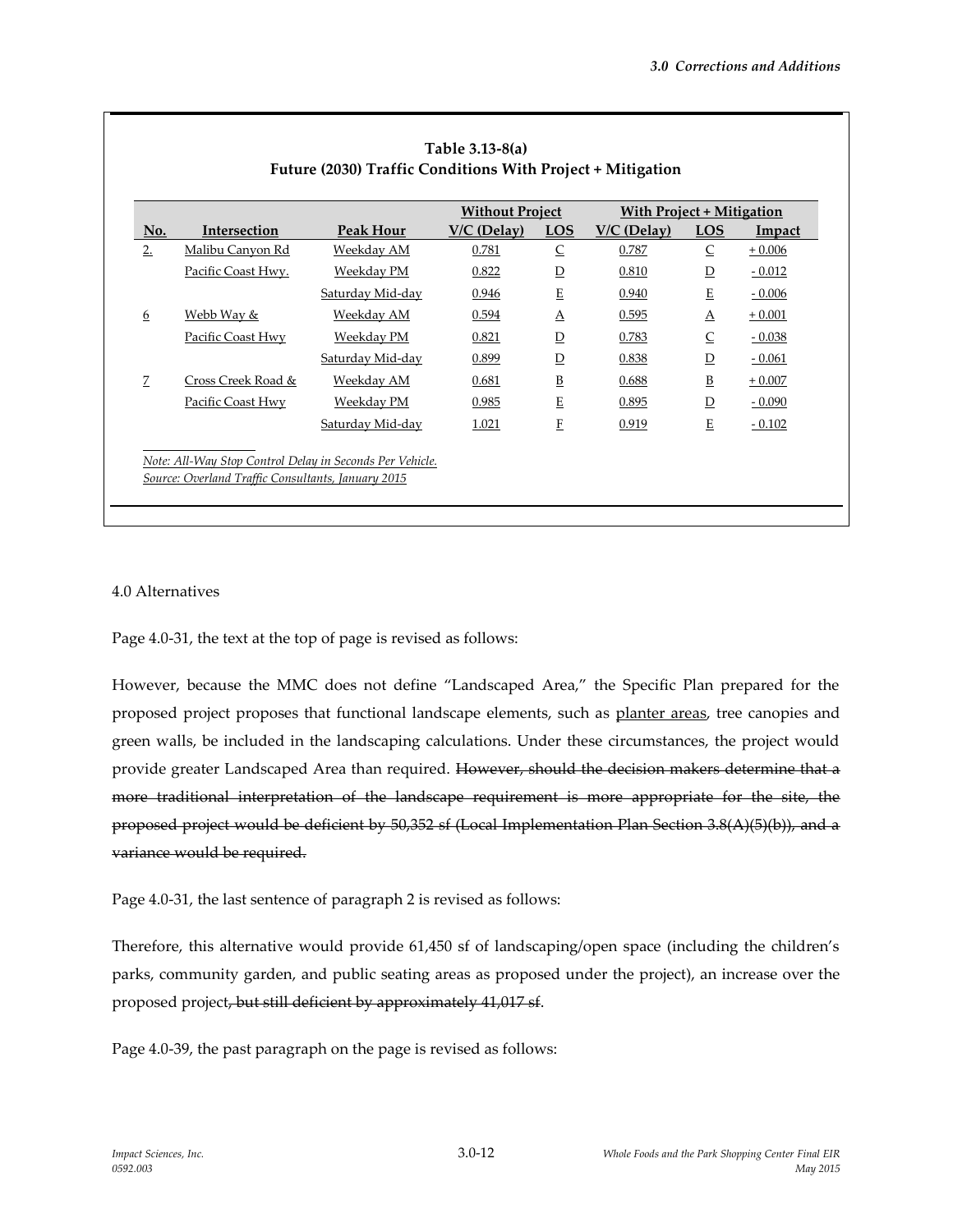**Table 3.13-8(a)**
**Future (2030) Traffic Conditions With Project + Mitigation**

| No. | Intersection | Peak Hour | Without Project V/C (Delay) | Without Project LOS | With Project + Mitigation V/C (Delay) | With Project + Mitigation LOS | Impact |
|---|---|---|---|---|---|---|---|
| 2. | Malibu Canyon Rd | Weekday AM | 0.781 | C | 0.787 | C | + 0.006 |
| | Pacific Coast Hwy. | Weekday PM | 0.822 | D | 0.810 | D | - 0.012 |
| | | Saturday Mid-day | 0.946 | E | 0.940 | E | - 0.006 |
| 6 | Webb Way & | Weekday AM | 0.594 | A | 0.595 | A | + 0.001 |
| | Pacific Coast Hwy | Weekday PM | 0.821 | D | 0.783 | C | - 0.038 |
| | | Saturday Mid-day | 0.899 | D | 0.838 | D | - 0.061 |
| 7 | Cross Creek Road & | Weekday AM | 0.681 | B | 0.688 | B | + 0.007 |
| | Pacific Coast Hwy | Weekday PM | 0.985 | E | 0.895 | D | - 0.090 |
| | | Saturday Mid-day | 1.021 | F | 0.919 | E | - 0.102 |

*Note: All-Way Stop Control Delay in Seconds Per Vehicle.*
*Source: Overland Traffic Consultants, January 2015*

4.0 Alternatives

Page 4.0-31, the text at the top of page is revised as follows:

However, because the MMC does not define "Landscaped Area," the Specific Plan prepared for the proposed project proposes that functional landscape elements, such as planter areas, tree canopies and green walls, be included in the landscaping calculations. Under these circumstances, the project would provide greater Landscaped Area than required. ~~However, should the decision makers determine that a more traditional interpretation of the landscape requirement is more appropriate for the site, the proposed project would be deficient by 50,352 sf (Local Implementation Plan Section 3.8(A)(5)(b)), and a variance would be required.~~

Page 4.0-31, the last sentence of paragraph 2 is revised as follows:

Therefore, this alternative would provide 61,450 sf of landscaping/open space (including the children's parks, community garden, and public seating areas as proposed under the project), an increase over the proposed project~~, but still deficient by approximately 41,017 sf~~.

Page 4.0-39, the past paragraph on the page is revised as follows: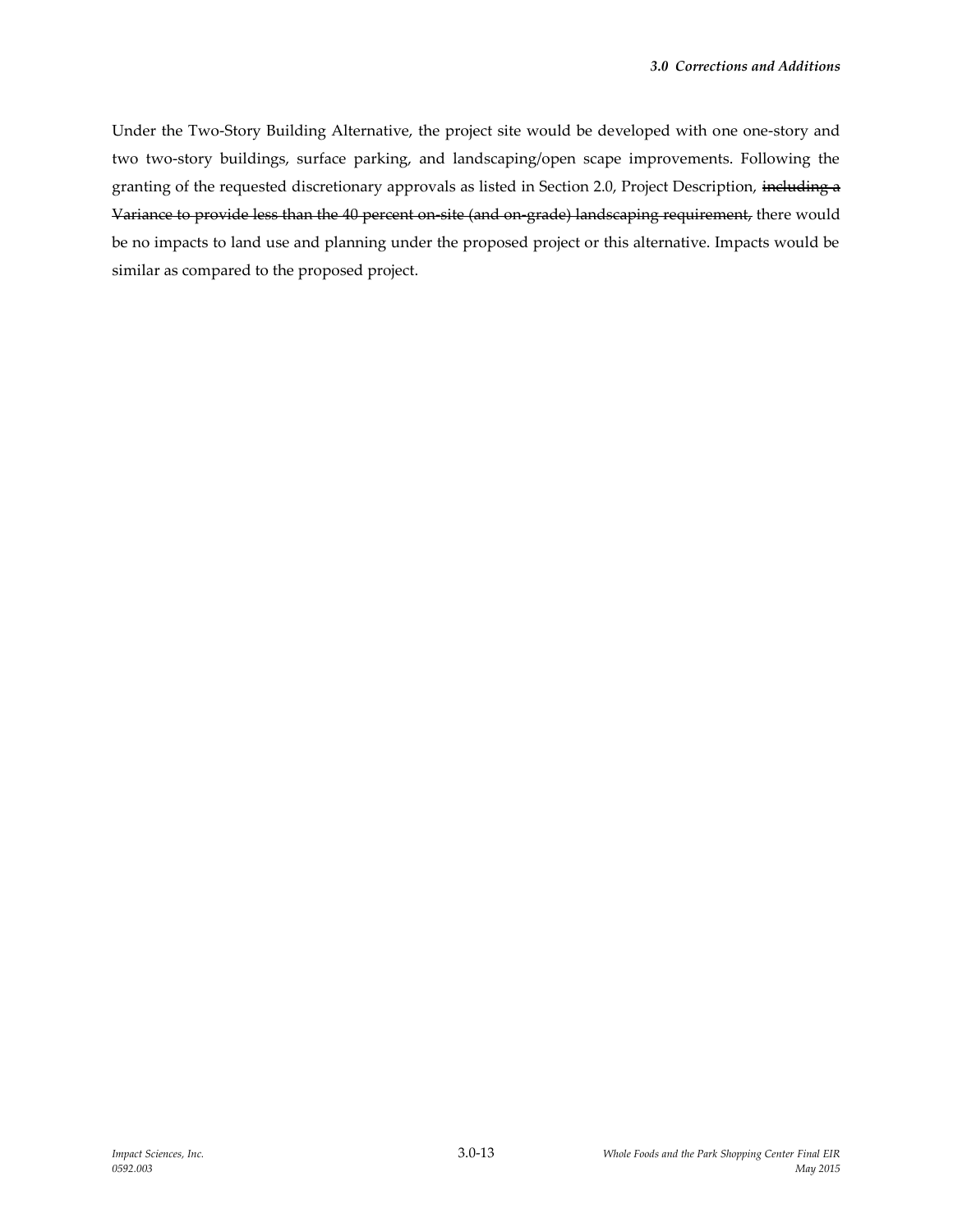Under the Two-Story Building Alternative, the project site would be developed with one one-story and two two-story buildings, surface parking, and landscaping/open scape improvements. Following the granting of the requested discretionary approvals as listed in Section 2.0, Project Description, ~~including a Variance to provide less than the 40 percent on-site (and on-grade) landscaping requirement,~~ there would be no impacts to land use and planning under the proposed project or this alternative. Impacts would be similar as compared to the proposed project.